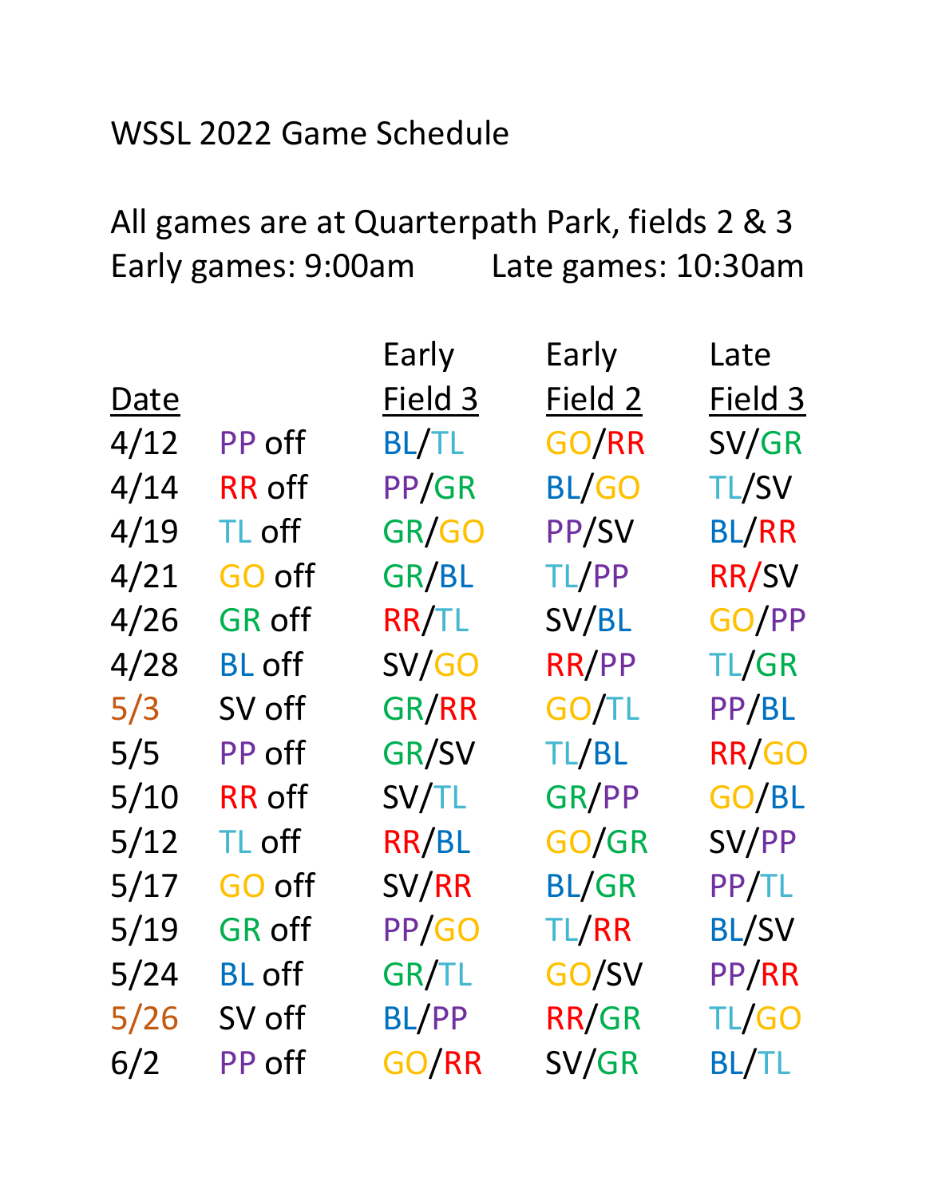WSSL 2022 Game Schedule

All games are at Quarterpath Park, fields 2 & 3
Early games: 9:00am        Late games: 10:30am

| Date | | Early Field 3 | Early Field 2 | Late Field 3 |
|---|---|---|---|---|
| 4/12 | PP off | BL/TL | GO/RR | SV/GR |
| 4/14 | RR off | PP/GR | BL/GO | TL/SV |
| 4/19 | TL off | GR/GO | PP/SV | BL/RR |
| 4/21 | GO off | GR/BL | TL/PP | RR/SV |
| 4/26 | GR off | RR/TL | SV/BL | GO/PP |
| 4/28 | BL off | SV/GO | RR/PP | TL/GR |
| 5/3 | SV off | GR/RR | GO/TL | PP/BL |
| 5/5 | PP off | GR/SV | TL/BL | RR/GO |
| 5/10 | RR off | SV/TL | GR/PP | GO/BL |
| 5/12 | TL off | RR/BL | GO/GR | SV/PP |
| 5/17 | GO off | SV/RR | BL/GR | PP/TL |
| 5/19 | GR off | PP/GO | TL/RR | BL/SV |
| 5/24 | BL off | GR/TL | GO/SV | PP/RR |
| 5/26 | SV off | BL/PP | RR/GR | TL/GO |
| 6/2 | PP off | GO/RR | SV/GR | BL/TL |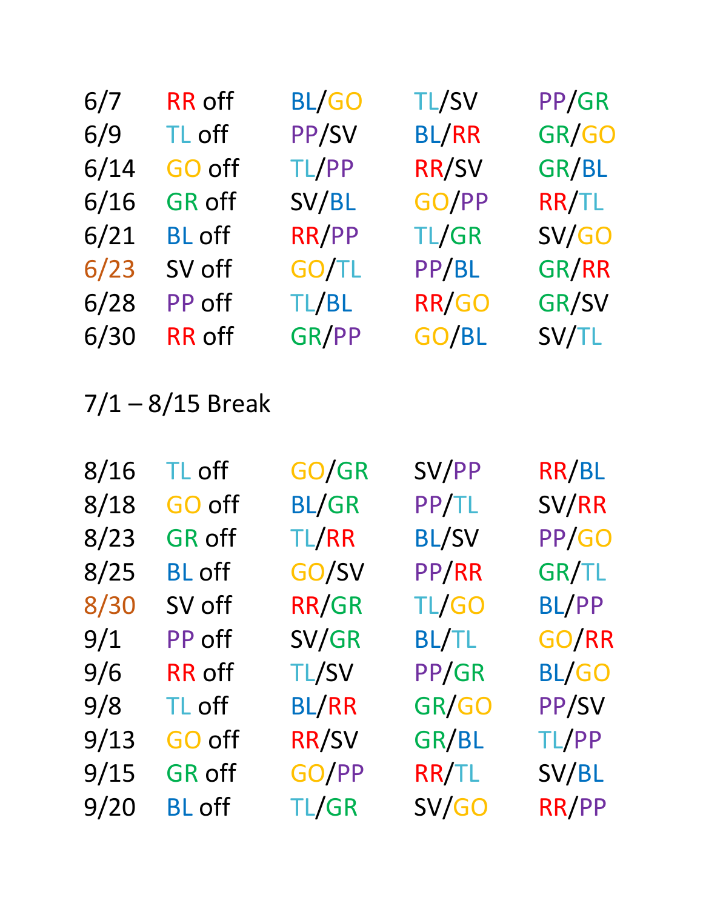| | | | | |
|---|---|---|---|---|
| 6/7 | RR off | BL/GO | TL/SV | PP/GR |
| 6/9 | TL off | PP/SV | BL/RR | GR/GO |
| 6/14 | GO off | TL/PP | RR/SV | GR/BL |
| 6/16 | GR off | SV/BL | GO/PP | RR/TL |
| 6/21 | BL off | RR/PP | TL/GR | SV/GO |
| 6/23 | SV off | GO/TL | PP/BL | GR/RR |
| 6/28 | PP off | TL/BL | RR/GO | GR/SV |
| 6/30 | RR off | GR/PP | GO/BL | SV/TL |

7/1 – 8/15 Break

| | | | | |
|---|---|---|---|---|
| 8/16 | TL off | GO/GR | SV/PP | RR/BL |
| 8/18 | GO off | BL/GR | PP/TL | SV/RR |
| 8/23 | GR off | TL/RR | BL/SV | PP/GO |
| 8/25 | BL off | GO/SV | PP/RR | GR/TL |
| 8/30 | SV off | RR/GR | TL/GO | BL/PP |
| 9/1 | PP off | SV/GR | BL/TL | GO/RR |
| 9/6 | RR off | TL/SV | PP/GR | BL/GO |
| 9/8 | TL off | BL/RR | GR/GO | PP/SV |
| 9/13 | GO off | RR/SV | GR/BL | TL/PP |
| 9/15 | GR off | GO/PP | RR/TL | SV/BL |
| 9/20 | BL off | TL/GR | SV/GO | RR/PP |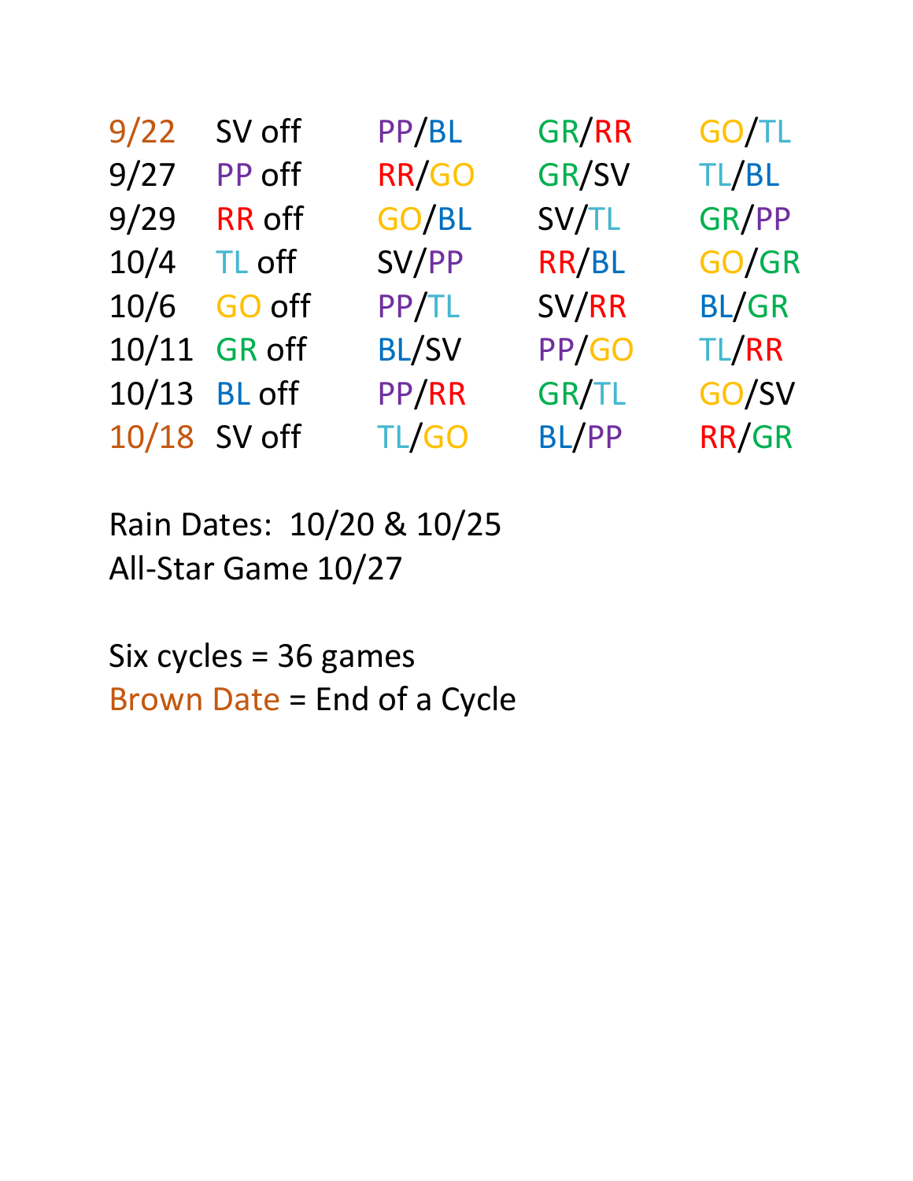| | | | | |
|---|---|---|---|---|
| 9/22 | SV off | PP/BL | GR/RR | GO/TL |
| 9/27 | PP off | RR/GO | GR/SV | TL/BL |
| 9/29 | RR off | GO/BL | SV/TL | GR/PP |
| 10/4 | TL off | SV/PP | RR/BL | GO/GR |
| 10/6 | GO off | PP/TL | SV/RR | BL/GR |
| 10/11 | GR off | BL/SV | PP/GO | TL/RR |
| 10/13 | BL off | PP/RR | GR/TL | GO/SV |
| 10/18 | SV off | TL/GO | BL/PP | RR/GR |

Rain Dates: 10/20 & 10/25
All-Star Game 10/27

Six cycles = 36 games
Brown Date = End of a Cycle